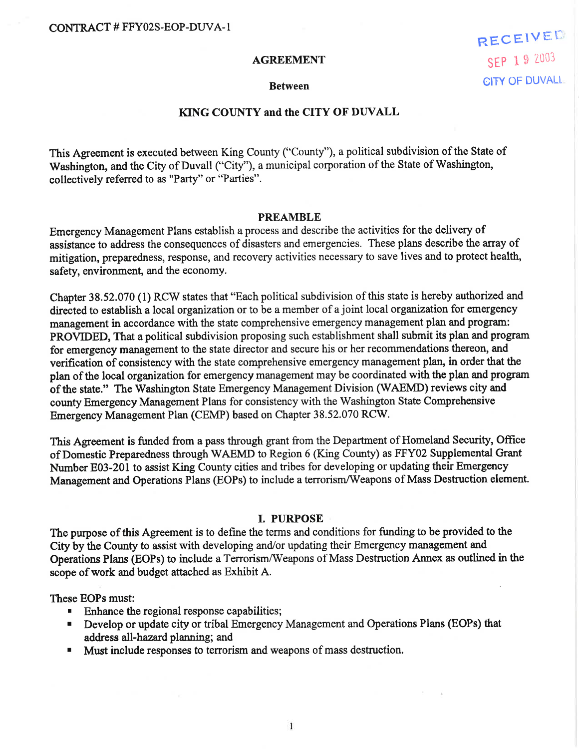CONTRACT # FFY02S-EOP-DUVA-1

RECEIVED
SEP 19 2003
CITY OF DUVALL

# AGREEMENT

## Between

## KING COUNTY and the CITY OF DUVALL

This Agreement is executed between King County ("County"), a political subdivision of the State of Washington, and the City of Duvall ("City"), a municipal corporation of the State of Washington, collectively referred to as "Party" or "Parties".

## PREAMBLE

Emergency Management Plans establish a process and describe the activities for the delivery of assistance to address the consequences of disasters and emergencies. These plans describe the array of mitigation, preparedness, response, and recovery activities necessary to save lives and to protect health, safety, environment, and the economy.

Chapter 38.52.070 (1) RCW states that "Each political subdivision of this state is hereby authorized and directed to establish a local organization or to be a member of a joint local organization for emergency management in accordance with the state comprehensive emergency management plan and program: PROVIDED, That a political subdivision proposing such establishment shall submit its plan and program for emergency management to the state director and secure his or her recommendations thereon, and verification of consistency with the state comprehensive emergency management plan, in order that the plan of the local organization for emergency management may be coordinated with the plan and program of the state." The Washington State Emergency Management Division (WAEMD) reviews city and county Emergency Management Plans for consistency with the Washington State Comprehensive Emergency Management Plan (CEMP) based on Chapter 38.52.070 RCW.

This Agreement is funded from a pass through grant from the Department of Homeland Security, Office of Domestic Preparedness through WAEMD to Region 6 (King County) as FFY02 Supplemental Grant Number E03-201 to assist King County cities and tribes for developing or updating their Emergency Management and Operations Plans (EOPs) to include a terrorism/Weapons of Mass Destruction element.

## I. PURPOSE

The purpose of this Agreement is to define the terms and conditions for funding to be provided to the City by the County to assist with developing and/or updating their Emergency management and Operations Plans (EOPs) to include a Terrorism/Weapons of Mass Destruction Annex as outlined in the scope of work and budget attached as Exhibit A.

These EOPs must:

- Enhance the regional response capabilities;
- Develop or update city or tribal Emergency Management and Operations Plans (EOPs) that address all-hazard planning; and
- Must include responses to terrorism and weapons of mass destruction.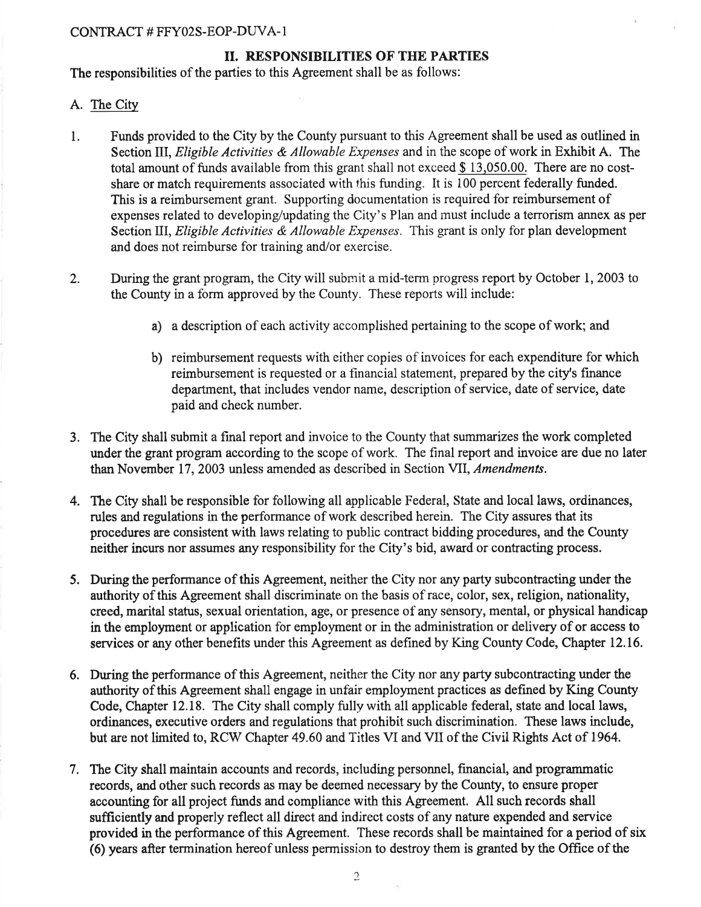CONTRACT # FFY02S-EOP-DUVA-1

## II. RESPONSIBILITIES OF THE PARTIES

The responsibilities of the parties to this Agreement shall be as follows:

A. The City

1. Funds provided to the City by the County pursuant to this Agreement shall be used as outlined in Section III, *Eligible Activities & Allowable Expenses* and in the scope of work in Exhibit A. The total amount of funds available from this grant shall not exceed $ 13,050.00. There are no cost-share or match requirements associated with this funding. It is 100 percent federally funded. This is a reimbursement grant. Supporting documentation is required for reimbursement of expenses related to developing/updating the City's Plan and must include a terrorism annex as per Section III, *Eligible Activities & Allowable Expenses*. This grant is only for plan development and does not reimburse for training and/or exercise.

2. During the grant program, the City will submit a mid-term progress report by October 1, 2003 to the County in a form approved by the County. These reports will include:

   a) a description of each activity accomplished pertaining to the scope of work; and

   b) reimbursement requests with either copies of invoices for each expenditure for which reimbursement is requested or a financial statement, prepared by the city's finance department, that includes vendor name, description of service, date of service, date paid and check number.

3. The City shall submit a final report and invoice to the County that summarizes the work completed under the grant program according to the scope of work. The final report and invoice are due no later than November 17, 2003 unless amended as described in Section VII, *Amendments*.

4. The City shall be responsible for following all applicable Federal, State and local laws, ordinances, rules and regulations in the performance of work described herein. The City assures that its procedures are consistent with laws relating to public contract bidding procedures, and the County neither incurs nor assumes any responsibility for the City's bid, award or contracting process.

5. During the performance of this Agreement, neither the City nor any party subcontracting under the authority of this Agreement shall discriminate on the basis of race, color, sex, religion, nationality, creed, marital status, sexual orientation, age, or presence of any sensory, mental, or physical handicap in the employment or application for employment or in the administration or delivery of or access to services or any other benefits under this Agreement as defined by King County Code, Chapter 12.16.

6. During the performance of this Agreement, neither the City nor any party subcontracting under the authority of this Agreement shall engage in unfair employment practices as defined by King County Code, Chapter 12.18. The City shall comply fully with all applicable federal, state and local laws, ordinances, executive orders and regulations that prohibit such discrimination. These laws include, but are not limited to, RCW Chapter 49.60 and Titles VI and VII of the Civil Rights Act of 1964.

7. The City shall maintain accounts and records, including personnel, financial, and programmatic records, and other such records as may be deemed necessary by the County, to ensure proper accounting for all project funds and compliance with this Agreement. All such records shall sufficiently and properly reflect all direct and indirect costs of any nature expended and service provided in the performance of this Agreement. These records shall be maintained for a period of six (6) years after termination hereof unless permission to destroy them is granted by the Office of the